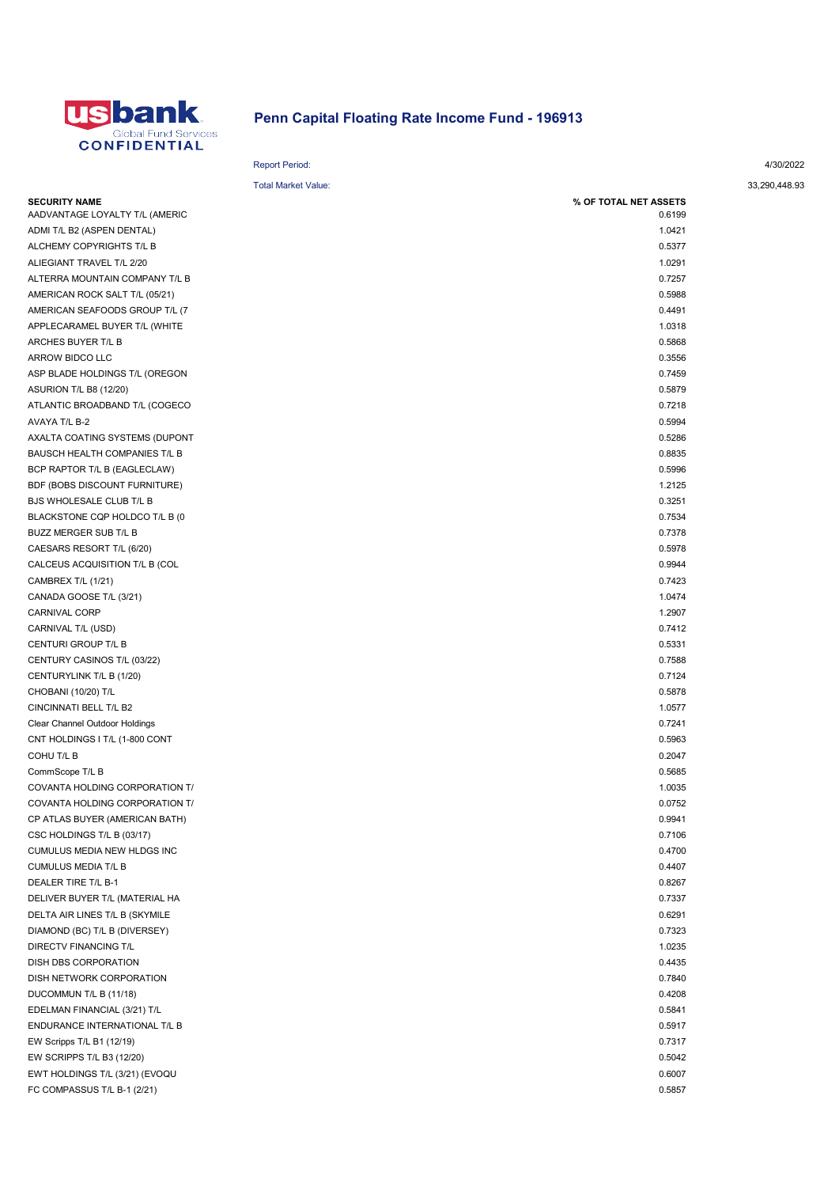## Penn Capital Floating Rate Income Fund - 196913

Report Period: 4/30/2022

Total Market Value: 33,290,448.93

| SECURITY NAME | % OF TOTAL NET ASSETS |
|---|---|
| AADVANTAGE LOYALTY T/L (AMERIC | 0.6199 |
| ADMI T/L B2 (ASPEN DENTAL) | 1.0421 |
| ALCHEMY COPYRIGHTS T/L B | 0.5377 |
| ALIEGIANT TRAVEL T/L 2/20 | 1.0291 |
| ALTERRA MOUNTAIN COMPANY T/L B | 0.7257 |
| AMERICAN ROCK SALT T/L (05/21) | 0.5988 |
| AMERICAN SEAFOODS GROUP T/L (7 | 0.4491 |
| APPLECARAMEL BUYER T/L (WHITE | 1.0318 |
| ARCHES BUYER T/L B | 0.5868 |
| ARROW BIDCO LLC | 0.3556 |
| ASP BLADE HOLDINGS T/L (OREGON | 0.7459 |
| ASURION T/L B8 (12/20) | 0.5879 |
| ATLANTIC BROADBAND T/L (COGECO | 0.7218 |
| AVAYA T/L B-2 | 0.5994 |
| AXALTA COATING SYSTEMS (DUPONT | 0.5286 |
| BAUSCH HEALTH COMPANIES T/L B | 0.8835 |
| BCP RAPTOR T/L B (EAGLECLAW) | 0.5996 |
| BDF (BOBS DISCOUNT FURNITURE) | 1.2125 |
| BJS WHOLESALE CLUB T/L B | 0.3251 |
| BLACKSTONE CQP HOLDCO T/L B (0 | 0.7534 |
| BUZZ MERGER SUB T/L B | 0.7378 |
| CAESARS RESORT T/L (6/20) | 0.5978 |
| CALCEUS ACQUISITION T/L B (COL | 0.9944 |
| CAMBREX T/L (1/21) | 0.7423 |
| CANADA GOOSE T/L (3/21) | 1.0474 |
| CARNIVAL CORP | 1.2907 |
| CARNIVAL T/L (USD) | 0.7412 |
| CENTURI GROUP T/L B | 0.5331 |
| CENTURY CASINOS T/L (03/22) | 0.7588 |
| CENTURYLINK T/L B (1/20) | 0.7124 |
| CHOBANI (10/20) T/L | 0.5878 |
| CINCINNATI BELL T/L B2 | 1.0577 |
| Clear Channel Outdoor Holdings | 0.7241 |
| CNT HOLDINGS I T/L (1-800 CONT | 0.5963 |
| COHU T/L B | 0.2047 |
| CommScope T/L B | 0.5685 |
| COVANTA HOLDING CORPORATION T/ | 1.0035 |
| COVANTA HOLDING CORPORATION T/ | 0.0752 |
| CP ATLAS BUYER (AMERICAN BATH) | 0.9941 |
| CSC HOLDINGS T/L B (03/17) | 0.7106 |
| CUMULUS MEDIA NEW HLDGS INC | 0.4700 |
| CUMULUS MEDIA T/L B | 0.4407 |
| DEALER TIRE T/L B-1 | 0.8267 |
| DELIVER BUYER T/L (MATERIAL HA | 0.7337 |
| DELTA AIR LINES T/L B (SKYMILE | 0.6291 |
| DIAMOND (BC) T/L B (DIVERSEY) | 0.7323 |
| DIRECTV FINANCING T/L | 1.0235 |
| DISH DBS CORPORATION | 0.4435 |
| DISH NETWORK CORPORATION | 0.7840 |
| DUCOMMUN T/L B (11/18) | 0.4208 |
| EDELMAN FINANCIAL (3/21) T/L | 0.5841 |
| ENDURANCE INTERNATIONAL T/L B | 0.5917 |
| EW Scripps T/L B1 (12/19) | 0.7317 |
| EW SCRIPPS T/L B3 (12/20) | 0.5042 |
| EWT HOLDINGS T/L (3/21) (EVOQU | 0.6007 |
| FC COMPASSUS T/L B-1 (2/21) | 0.5857 |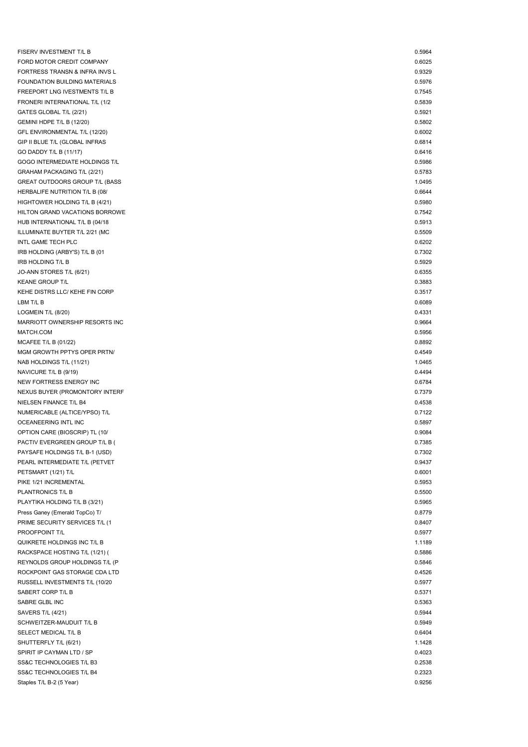| | |
|---|---|
| FISERV INVESTMENT T/L B | 0.5964 |
| FORD MOTOR CREDIT COMPANY | 0.6025 |
| FORTRESS TRANSN & INFRA INVS L | 0.9329 |
| FOUNDATION BUILDING MATERIALS | 0.5976 |
| FREEPORT LNG IVESTMENTS T/L B | 0.7545 |
| FRONERI INTERNATIONAL T/L (1/2 | 0.5839 |
| GATES GLOBAL T/L (2/21) | 0.5921 |
| GEMINI HDPE T/L B (12/20) | 0.5802 |
| GFL ENVIRONMENTAL T/L (12/20) | 0.6002 |
| GIP II BLUE T/L (GLOBAL INFRAS | 0.6814 |
| GO DADDY T/L B (11/17) | 0.6416 |
| GOGO INTERMEDIATE HOLDINGS T/L | 0.5986 |
| GRAHAM PACKAGING T/L (2/21) | 0.5783 |
| GREAT OUTDOORS GROUP T/L (BASS | 1.0495 |
| HERBALIFE NUTRITION T/L B (08/ | 0.6644 |
| HIGHTOWER HOLDING T/L B (4/21) | 0.5980 |
| HILTON GRAND VACATIONS BORROWE | 0.7542 |
| HUB INTERNATIONAL T/L B (04/18 | 0.5913 |
| ILLUMINATE BUYTER T/L 2/21 (MC | 0.5509 |
| INTL GAME TECH PLC | 0.6202 |
| IRB HOLDING (ARBY'S) T/L B (01 | 0.7302 |
| IRB HOLDING T/L B | 0.5929 |
| JO-ANN STORES T/L (6/21) | 0.6355 |
| KEANE GROUP T/L | 0.3883 |
| KEHE DISTRS LLC/ KEHE FIN CORP | 0.3517 |
| LBM T/L B | 0.6089 |
| LOGMEIN T/L (8/20) | 0.4331 |
| MARRIOTT OWNERSHIP RESORTS INC | 0.9664 |
| MATCH.COM | 0.5956 |
| MCAFEE T/L B (01/22) | 0.8892 |
| MGM GROWTH PPTYS OPER PRTN/ | 0.4549 |
| NAB HOLDINGS T/L (11/21) | 1.0465 |
| NAVICURE T/L B (9/19) | 0.4494 |
| NEW FORTRESS ENERGY INC | 0.6784 |
| NEXUS BUYER (PROMONTORY INTERF | 0.7379 |
| NIELSEN FINANCE T/L B4 | 0.4538 |
| NUMERICABLE (ALTICE/YPSO) T/L | 0.7122 |
| OCEANEERING INTL INC | 0.5897 |
| OPTION CARE (BIOSCRIP) TL (10/ | 0.9084 |
| PACTIV EVERGREEN GROUP T/L B ( | 0.7385 |
| PAYSAFE HOLDINGS T/L B-1 (USD) | 0.7302 |
| PEARL INTERMEDIATE T/L (PETVET | 0.9437 |
| PETSMART (1/21) T/L | 0.6001 |
| PIKE 1/21 INCREMENTAL | 0.5953 |
| PLANTRONICS T/L B | 0.5500 |
| PLAYTIKA HOLDING T/L B (3/21) | 0.5965 |
| Press Ganey (Emerald TopCo) T/ | 0.8779 |
| PRIME SECURITY SERVICES T/L (1 | 0.8407 |
| PROOFPOINT T/L | 0.5977 |
| QUIKRETE HOLDINGS INC T/L B | 1.1189 |
| RACKSPACE HOSTING T/L (1/21) ( | 0.5886 |
| REYNOLDS GROUP HOLDINGS T/L (P | 0.5846 |
| ROCKPOINT GAS STORAGE CDA LTD | 0.4526 |
| RUSSELL INVESTMENTS T/L (10/20 | 0.5977 |
| SABERT CORP T/L B | 0.5371 |
| SABRE GLBL INC | 0.5363 |
| SAVERS T/L (4/21) | 0.5944 |
| SCHWEITZER-MAUDUIT T/L B | 0.5949 |
| SELECT MEDICAL T/L B | 0.6404 |
| SHUTTERFLY T/L (6/21) | 1.1428 |
| SPIRIT IP CAYMAN LTD / SP | 0.4023 |
| SS&C TECHNOLOGIES T/L B3 | 0.2538 |
| SS&C TECHNOLOGIES T/L B4 | 0.2323 |
| Staples T/L B-2 (5 Year) | 0.9256 |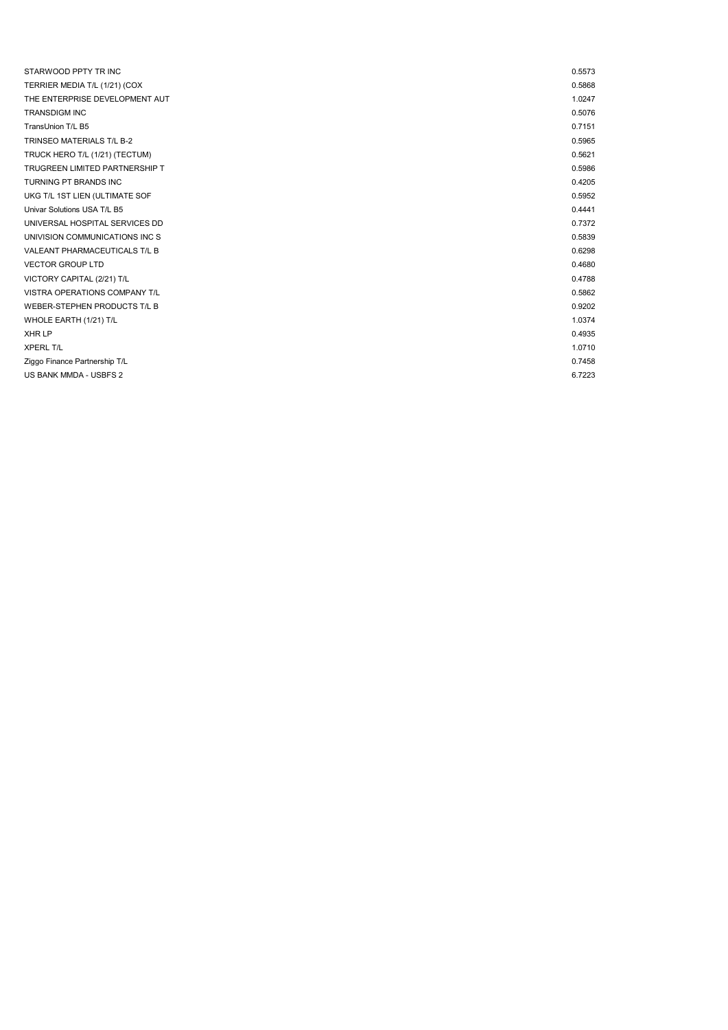| | |
|---|---|
| STARWOOD PPTY TR INC | 0.5573 |
| TERRIER MEDIA T/L (1/21) (COX | 0.5868 |
| THE ENTERPRISE DEVELOPMENT AUT | 1.0247 |
| TRANSDIGM INC | 0.5076 |
| TransUnion T/L B5 | 0.7151 |
| TRINSEO MATERIALS T/L B-2 | 0.5965 |
| TRUCK HERO T/L (1/21) (TECTUM) | 0.5621 |
| TRUGREEN LIMITED PARTNERSHIP T | 0.5986 |
| TURNING PT BRANDS INC | 0.4205 |
| UKG T/L 1ST LIEN (ULTIMATE SOF | 0.5952 |
| Univar Solutions USA T/L B5 | 0.4441 |
| UNIVERSAL HOSPITAL SERVICES DD | 0.7372 |
| UNIVISION COMMUNICATIONS INC S | 0.5839 |
| VALEANT PHARMACEUTICALS T/L B | 0.6298 |
| VECTOR GROUP LTD | 0.4680 |
| VICTORY CAPITAL (2/21) T/L | 0.4788 |
| VISTRA OPERATIONS COMPANY T/L | 0.5862 |
| WEBER-STEPHEN PRODUCTS T/L B | 0.9202 |
| WHOLE EARTH (1/21) T/L | 1.0374 |
| XHR LP | 0.4935 |
| XPERL T/L | 1.0710 |
| Ziggo Finance Partnership T/L | 0.7458 |
| US BANK MMDA - USBFS 2 | 6.7223 |